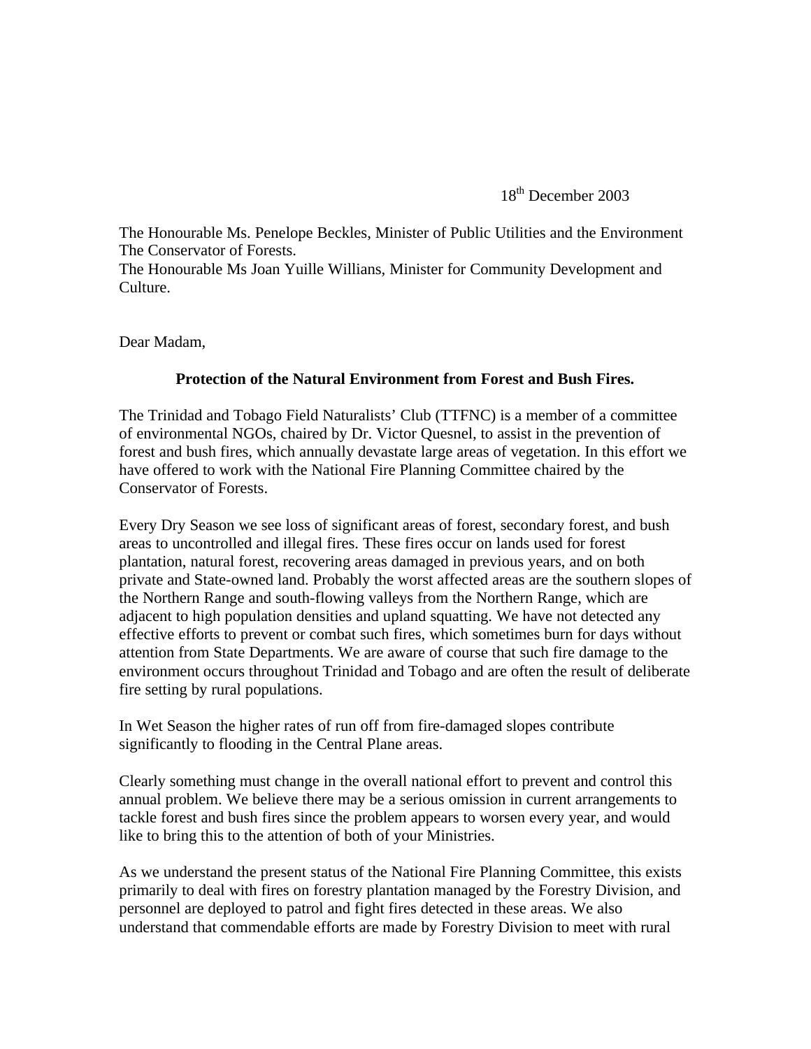18th December 2003

The Honourable Ms. Penelope Beckles, Minister of Public Utilities and the Environment
The Conservator of Forests.
The Honourable Ms Joan Yuille Willians, Minister for Community Development and Culture.

Dear Madam,

**Protection of the Natural Environment from Forest and Bush Fires.**

The Trinidad and Tobago Field Naturalists' Club (TTFNC) is a member of a committee of environmental NGOs, chaired by Dr. Victor Quesnel, to assist in the prevention of forest and bush fires, which annually devastate large areas of vegetation. In this effort we have offered to work with the National Fire Planning Committee chaired by the Conservator of Forests.

Every Dry Season we see loss of significant areas of forest, secondary forest, and bush areas to uncontrolled and illegal fires. These fires occur on lands used for forest plantation, natural forest, recovering areas damaged in previous years, and on both private and State-owned land. Probably the worst affected areas are the southern slopes of the Northern Range and south-flowing valleys from the Northern Range, which are adjacent to high population densities and upland squatting. We have not detected any effective efforts to prevent or combat such fires, which sometimes burn for days without attention from State Departments. We are aware of course that such fire damage to the environment occurs throughout Trinidad and Tobago and are often the result of deliberate fire setting by rural populations.

In Wet Season the higher rates of run off from fire-damaged slopes contribute significantly to flooding in the Central Plane areas.

Clearly something must change in the overall national effort to prevent and control this annual problem. We believe there may be a serious omission in current arrangements to tackle forest and bush fires since the problem appears to worsen every year, and would like to bring this to the attention of both of your Ministries.

As we understand the present status of the National Fire Planning Committee, this exists primarily to deal with fires on forestry plantation managed by the Forestry Division, and personnel are deployed to patrol and fight fires detected in these areas. We also understand that commendable efforts are made by Forestry Division to meet with rural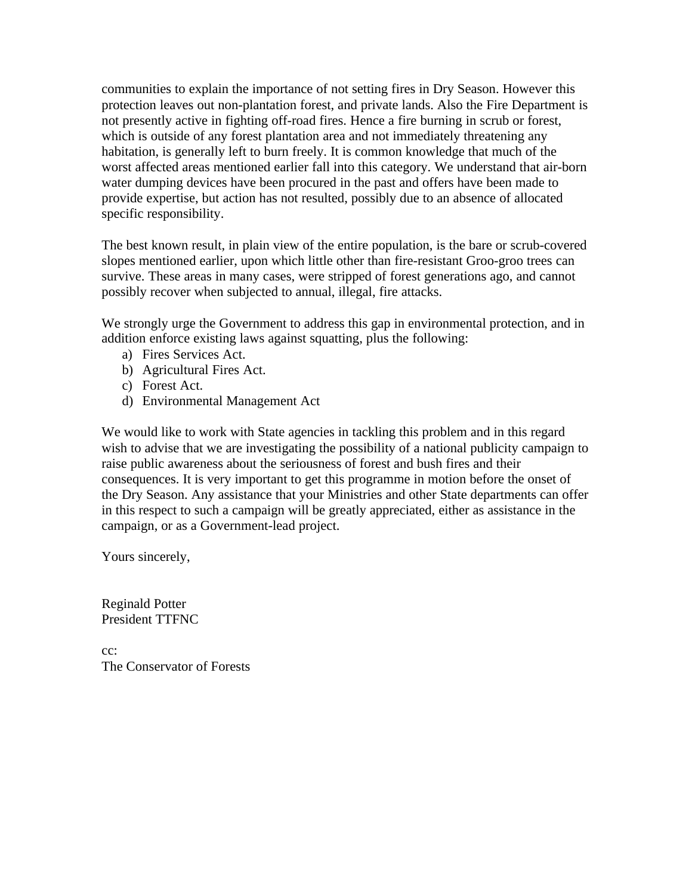communities to explain the importance of not setting fires in Dry Season. However this protection leaves out non-plantation forest, and private lands. Also the Fire Department is not presently active in fighting off-road fires. Hence a fire burning in scrub or forest, which is outside of any forest plantation area and not immediately threatening any habitation, is generally left to burn freely. It is common knowledge that much of the worst affected areas mentioned earlier fall into this category. We understand that air-born water dumping devices have been procured in the past and offers have been made to provide expertise, but action has not resulted, possibly due to an absence of allocated specific responsibility.

The best known result, in plain view of the entire population, is the bare or scrub-covered slopes mentioned earlier, upon which little other than fire-resistant Groo-groo trees can survive. These areas in many cases, were stripped of forest generations ago, and cannot possibly recover when subjected to annual, illegal, fire attacks.

We strongly urge the Government to address this gap in environmental protection, and in addition enforce existing laws against squatting, plus the following:

a) Fires Services Act.
b) Agricultural Fires Act.
c) Forest Act.
d) Environmental Management Act

We would like to work with State agencies in tackling this problem and in this regard wish to advise that we are investigating the possibility of a national publicity campaign to raise public awareness about the seriousness of forest and bush fires and their consequences. It is very important to get this programme in motion before the onset of the Dry Season. Any assistance that your Ministries and other State departments can offer in this respect to such a campaign will be greatly appreciated, either as assistance in the campaign, or as a Government-lead project.

Yours sincerely,

Reginald Potter
President TTFNC

cc:
The Conservator of Forests